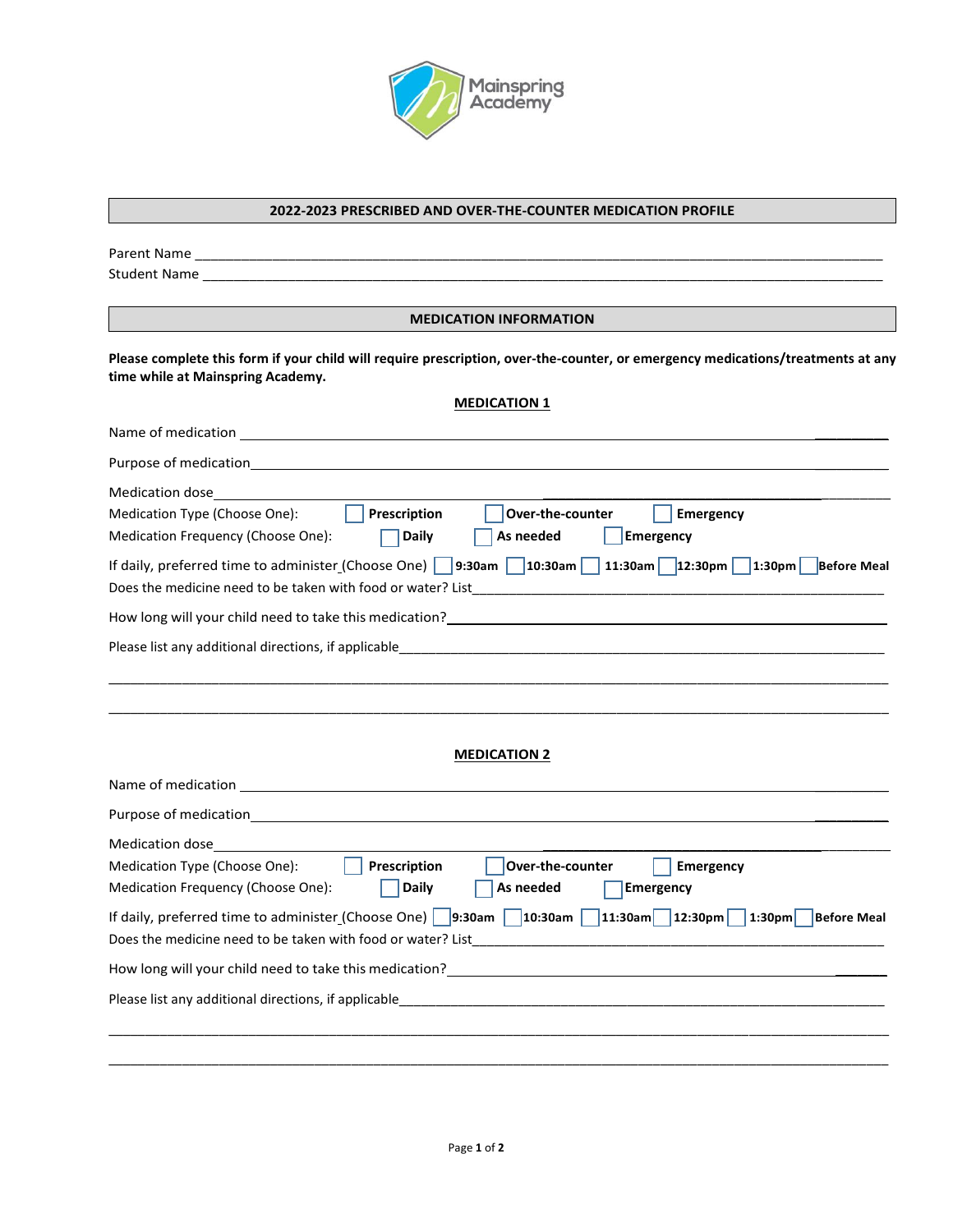Mainspring Academy

## 2022-2023 PRESCRIBED AND OVER-THE-COUNTER MEDICATION PROFILE

Parent Name ___________________________________________________________________________

Student Name __________________________________________________________________________

## MEDICATION INFORMATION

**Please complete this form if your child will require prescription, over-the-counter, or emergency medications/treatments at any time while at Mainspring Academy.**

### MEDICATION 1

Name of medication ____________________________________________________________________

Purpose of medication__________________________________________________________________

Medication dose_______________________________________________________________________

Medication Type (Choose One): ☐ **Prescription** ☐ **Over-the-counter** ☐ **Emergency**

Medication Frequency (Choose One): ☐ **Daily** ☐ **As needed** ☐ **Emergency**

If daily, preferred time to administer (Choose One) ☐ **9:30am** ☐ **10:30am** ☐ **11:30am** ☐ **12:30pm** ☐ **1:30pm** ☐ **Before Meal**

Does the medicine need to be taken with food or water? List_____________________________________

How long will your child need to take this medication?__________________________________________

Please list any additional directions, if applicable_____________________________________________

______________________________________________________________________________________

______________________________________________________________________________________

### MEDICATION 2

Name of medication ____________________________________________________________________

Purpose of medication__________________________________________________________________

Medication dose_______________________________________________________________________

Medication Type (Choose One): ☐ **Prescription** ☐ **Over-the-counter** ☐ **Emergency**

Medication Frequency (Choose One): ☐ **Daily** ☐ **As needed** ☐ **Emergency**

If daily, preferred time to administer (Choose One) ☐ **9:30am** ☐ **10:30am** ☐ **11:30am** ☐ **12:30pm** ☐ **1:30pm** ☐ **Before Meal**

Does the medicine need to be taken with food or water? List_____________________________________

How long will your child need to take this medication?__________________________________________

Please list any additional directions, if applicable_____________________________________________

______________________________________________________________________________________

______________________________________________________________________________________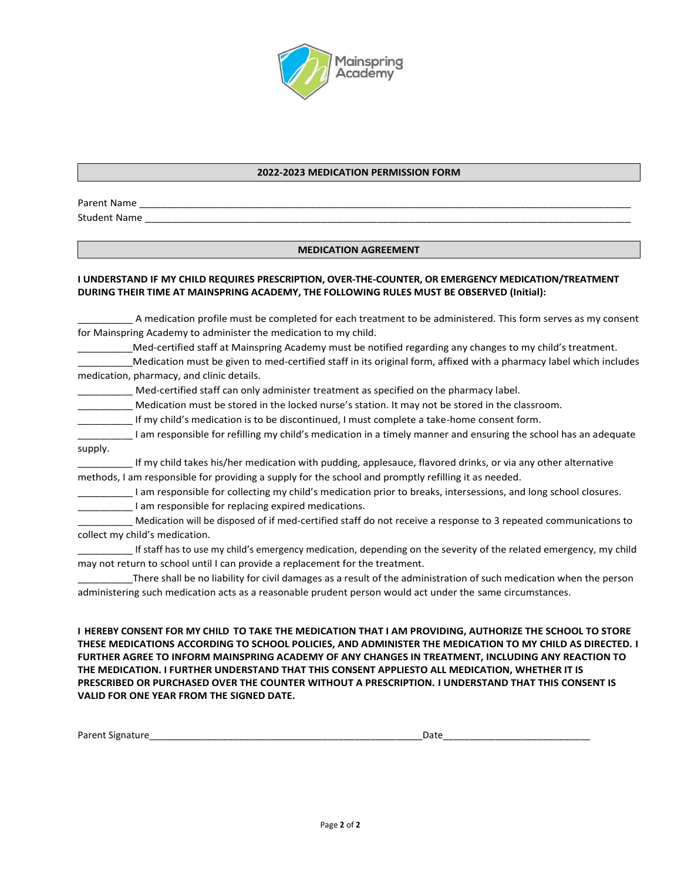Mainspring Academy

## 2022-2023 MEDICATION PERMISSION FORM

Parent Name ______________________________________________________________________________

Student Name _____________________________________________________________________________

## MEDICATION AGREEMENT

**I UNDERSTAND IF MY CHILD REQUIRES PRESCRIPTION, OVER-THE-COUNTER, OR EMERGENCY MEDICATION/TREATMENT DURING THEIR TIME AT MAINSPRING ACADEMY, THE FOLLOWING RULES MUST BE OBSERVED (Initial):**

__________ A medication profile must be completed for each treatment to be administered. This form serves as my consent for Mainspring Academy to administer the medication to my child.

__________Med-certified staff at Mainspring Academy must be notified regarding any changes to my child's treatment.

__________Medication must be given to med-certified staff in its original form, affixed with a pharmacy label which includes medication, pharmacy, and clinic details.

__________ Med-certified staff can only administer treatment as specified on the pharmacy label.

__________ Medication must be stored in the locked nurse's station. It may not be stored in the classroom.

__________ If my child's medication is to be discontinued, I must complete a take-home consent form.

__________ I am responsible for refilling my child's medication in a timely manner and ensuring the school has an adequate supply.

__________ If my child takes his/her medication with pudding, applesauce, flavored drinks, or via any other alternative methods, I am responsible for providing a supply for the school and promptly refilling it as needed.

__________ I am responsible for collecting my child's medication prior to breaks, intersessions, and long school closures.

__________ I am responsible for replacing expired medications.

__________ Medication will be disposed of if med-certified staff do not receive a response to 3 repeated communications to collect my child's medication.

__________ If staff has to use my child's emergency medication, depending on the severity of the related emergency, my child may not return to school until I can provide a replacement for the treatment.

__________There shall be no liability for civil damages as a result of the administration of such medication when the person administering such medication acts as a reasonable prudent person would act under the same circumstances.

**I HEREBY CONSENT FOR MY CHILD TO TAKE THE MEDICATION THAT I AM PROVIDING, AUTHORIZE THE SCHOOL TO STORE THESE MEDICATIONS ACCORDING TO SCHOOL POLICIES, AND ADMINISTER THE MEDICATION TO MY CHILD AS DIRECTED. I FURTHER AGREE TO INFORM MAINSPRING ACADEMY OF ANY CHANGES IN TREATMENT, INCLUDING ANY REACTION TO THE MEDICATION. I FURTHER UNDERSTAND THAT THIS CONSENT APPLIESTO ALL MEDICATION, WHETHER IT IS PRESCRIBED OR PURCHASED OVER THE COUNTER WITHOUT A PRESCRIPTION. I UNDERSTAND THAT THIS CONSENT IS VALID FOR ONE YEAR FROM THE SIGNED DATE.**

Parent Signature_____________________________________________________Date____________________________